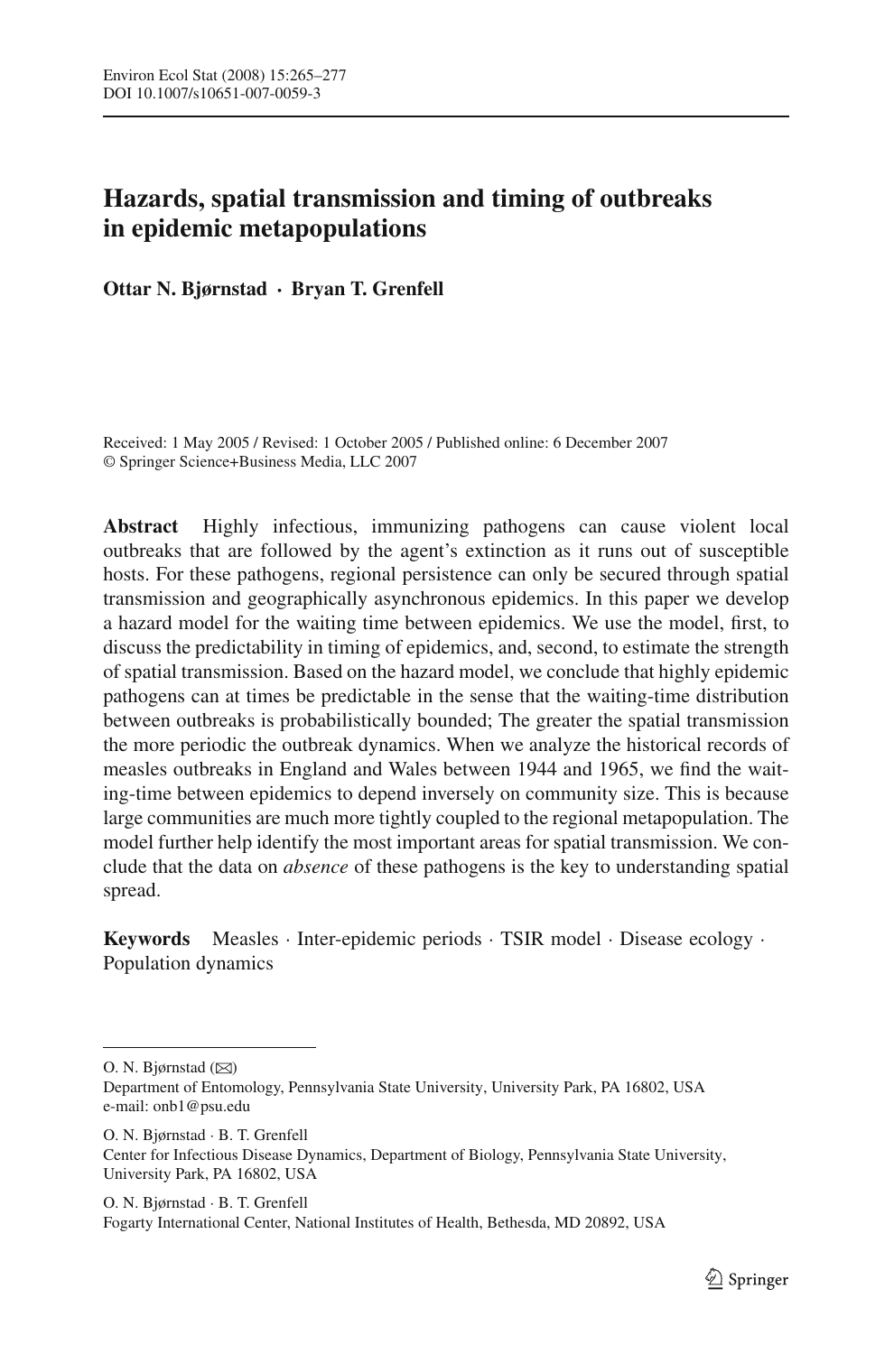# Hazards, spatial transmission and timing of outbreaks in epidemic metapopulations

**Ottar N. Bjørnstad · Bryan T. Grenfell**

Received: 1 May 2005 / Revised: 1 October 2005 / Published online: 6 December 2007
© Springer Science+Business Media, LLC 2007

**Abstract** Highly infectious, immunizing pathogens can cause violent local outbreaks that are followed by the agent's extinction as it runs out of susceptible hosts. For these pathogens, regional persistence can only be secured through spatial transmission and geographically asynchronous epidemics. In this paper we develop a hazard model for the waiting time between epidemics. We use the model, first, to discuss the predictability in timing of epidemics, and, second, to estimate the strength of spatial transmission. Based on the hazard model, we conclude that highly epidemic pathogens can at times be predictable in the sense that the waiting-time distribution between outbreaks is probabilistically bounded; The greater the spatial transmission the more periodic the outbreak dynamics. When we analyze the historical records of measles outbreaks in England and Wales between 1944 and 1965, we find the waiting-time between epidemics to depend inversely on community size. This is because large communities are much more tightly coupled to the regional metapopulation. The model further help identify the most important areas for spatial transmission. We conclude that the data on *absence* of these pathogens is the key to understanding spatial spread.

**Keywords** Measles · Inter-epidemic periods · TSIR model · Disease ecology · Population dynamics

---

O. N. Bjørnstad (✉)
Department of Entomology, Pennsylvania State University, University Park, PA 16802, USA
e-mail: onb1@psu.edu

O. N. Bjørnstad · B. T. Grenfell
Center for Infectious Disease Dynamics, Department of Biology, Pennsylvania State University, University Park, PA 16802, USA

O. N. Bjørnstad · B. T. Grenfell
Fogarty International Center, National Institutes of Health, Bethesda, MD 20892, USA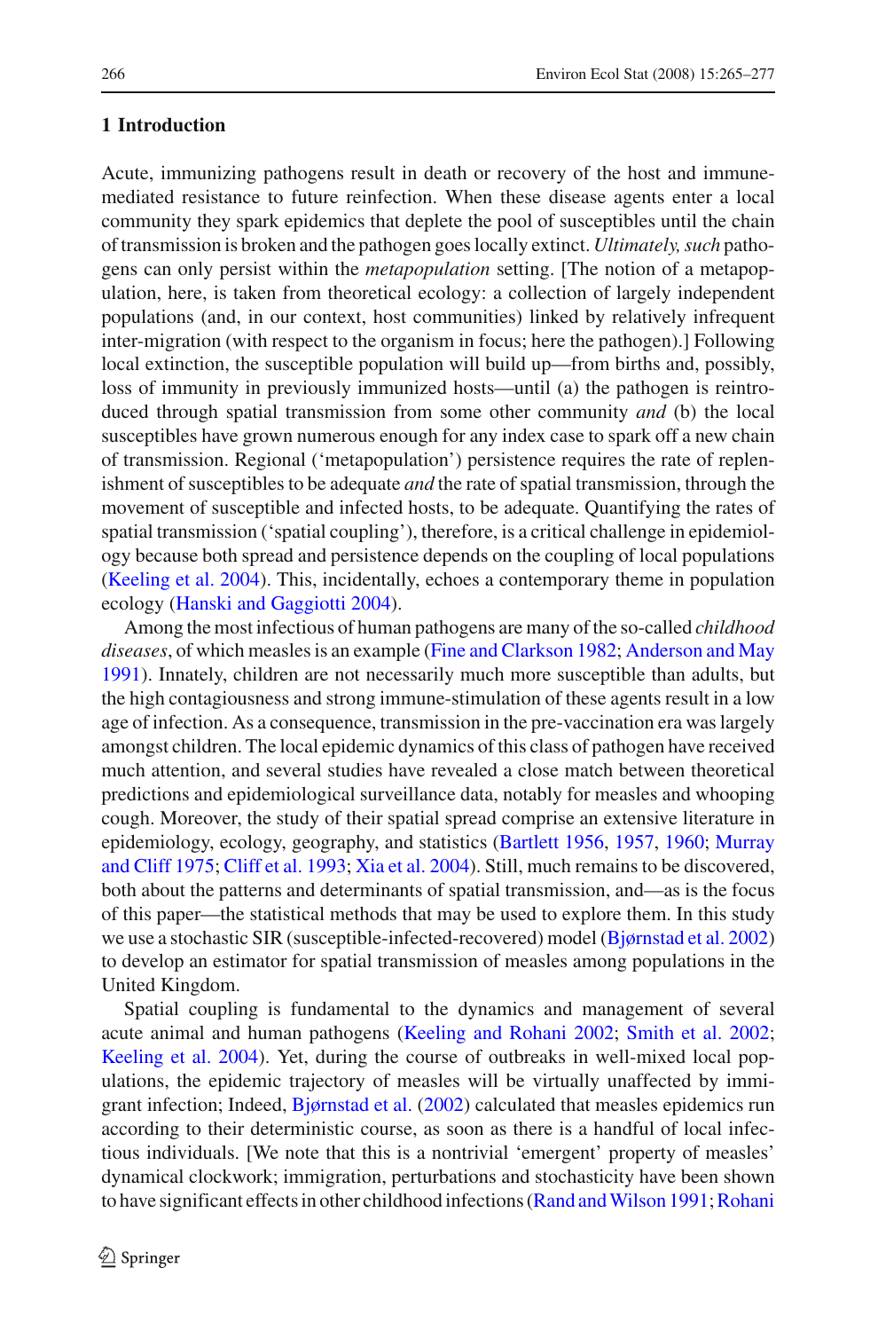## 1 Introduction

Acute, immunizing pathogens result in death or recovery of the host and immune-mediated resistance to future reinfection. When these disease agents enter a local community they spark epidemics that deplete the pool of susceptibles until the chain of transmission is broken and the pathogen goes locally extinct. *Ultimately, such* pathogens can only persist within the *metapopulation* setting. [The notion of a metapopulation, here, is taken from theoretical ecology: a collection of largely independent populations (and, in our context, host communities) linked by relatively infrequent inter-migration (with respect to the organism in focus; here the pathogen).] Following local extinction, the susceptible population will build up—from births and, possibly, loss of immunity in previously immunized hosts—until (a) the pathogen is reintroduced through spatial transmission from some other community *and* (b) the local susceptibles have grown numerous enough for any index case to spark off a new chain of transmission. Regional ('metapopulation') persistence requires the rate of replenishment of susceptibles to be adequate *and* the rate of spatial transmission, through the movement of susceptible and infected hosts, to be adequate. Quantifying the rates of spatial transmission ('spatial coupling'), therefore, is a critical challenge in epidemiology because both spread and persistence depends on the coupling of local populations (Keeling et al. 2004). This, incidentally, echoes a contemporary theme in population ecology (Hanski and Gaggiotti 2004).

Among the most infectious of human pathogens are many of the so-called *childhood diseases*, of which measles is an example (Fine and Clarkson 1982; Anderson and May 1991). Innately, children are not necessarily much more susceptible than adults, but the high contagiousness and strong immune-stimulation of these agents result in a low age of infection. As a consequence, transmission in the pre-vaccination era was largely amongst children. The local epidemic dynamics of this class of pathogen have received much attention, and several studies have revealed a close match between theoretical predictions and epidemiological surveillance data, notably for measles and whooping cough. Moreover, the study of their spatial spread comprise an extensive literature in epidemiology, ecology, geography, and statistics (Bartlett 1956, 1957, 1960; Murray and Cliff 1975; Cliff et al. 1993; Xia et al. 2004). Still, much remains to be discovered, both about the patterns and determinants of spatial transmission, and—as is the focus of this paper—the statistical methods that may be used to explore them. In this study we use a stochastic SIR (susceptible-infected-recovered) model (Bjørnstad et al. 2002) to develop an estimator for spatial transmission of measles among populations in the United Kingdom.

Spatial coupling is fundamental to the dynamics and management of several acute animal and human pathogens (Keeling and Rohani 2002; Smith et al. 2002; Keeling et al. 2004). Yet, during the course of outbreaks in well-mixed local populations, the epidemic trajectory of measles will be virtually unaffected by immigrant infection; Indeed, Bjørnstad et al. (2002) calculated that measles epidemics run according to their deterministic course, as soon as there is a handful of local infectious individuals. [We note that this is a nontrivial 'emergent' property of measles' dynamical clockwork; immigration, perturbations and stochasticity have been shown to have significant effects in other childhood infections (Rand and Wilson 1991; Rohani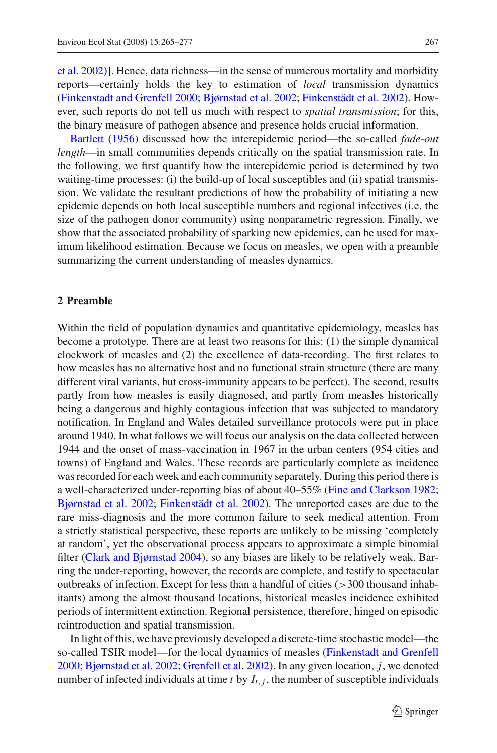et al. 2002)]. Hence, data richness—in the sense of numerous mortality and morbidity reports—certainly holds the key to estimation of *local* transmission dynamics (Finkenstadt and Grenfell 2000; Bjørnstad et al. 2002; Finkenstädt et al. 2002). However, such reports do not tell us much with respect to *spatial transmission*; for this, the binary measure of pathogen absence and presence holds crucial information.

Bartlett (1956) discussed how the interepidemic period—the so-called *fade-out length*—in small communities depends critically on the spatial transmission rate. In the following, we first quantify how the interepidemic period is determined by two waiting-time processes: (i) the build-up of local susceptibles and (ii) spatial transmission. We validate the resultant predictions of how the probability of initiating a new epidemic depends on both local susceptible numbers and regional infectives (i.e. the size of the pathogen donor community) using nonparametric regression. Finally, we show that the associated probability of sparking new epidemics, can be used for maximum likelihood estimation. Because we focus on measles, we open with a preamble summarizing the current understanding of measles dynamics.

## 2 Preamble

Within the field of population dynamics and quantitative epidemiology, measles has become a prototype. There are at least two reasons for this: (1) the simple dynamical clockwork of measles and (2) the excellence of data-recording. The first relates to how measles has no alternative host and no functional strain structure (there are many different viral variants, but cross-immunity appears to be perfect). The second, results partly from how measles is easily diagnosed, and partly from measles historically being a dangerous and highly contagious infection that was subjected to mandatory notification. In England and Wales detailed surveillance protocols were put in place around 1940. In what follows we will focus our analysis on the data collected between 1944 and the onset of mass-vaccination in 1967 in the urban centers (954 cities and towns) of England and Wales. These records are particularly complete as incidence was recorded for each week and each community separately. During this period there is a well-characterized under-reporting bias of about 40–55% (Fine and Clarkson 1982; Bjørnstad et al. 2002; Finkenstädt et al. 2002). The unreported cases are due to the rare miss-diagnosis and the more common failure to seek medical attention. From a strictly statistical perspective, these reports are unlikely to be missing 'completely at random', yet the observational process appears to approximate a simple binomial filter (Clark and Bjørnstad 2004), so any biases are likely to be relatively weak. Barring the under-reporting, however, the records are complete, and testify to spectacular outbreaks of infection. Except for less than a handful of cities (>300 thousand inhabitants) among the almost thousand locations, historical measles incidence exhibited periods of intermittent extinction. Regional persistence, therefore, hinged on episodic reintroduction and spatial transmission.

In light of this, we have previously developed a discrete-time stochastic model—the so-called TSIR model—for the local dynamics of measles (Finkenstadt and Grenfell 2000; Bjørnstad et al. 2002; Grenfell et al. 2002). In any given location, $j$, we denoted number of infected individuals at time $t$ by $I_{t,j}$, the number of susceptible individuals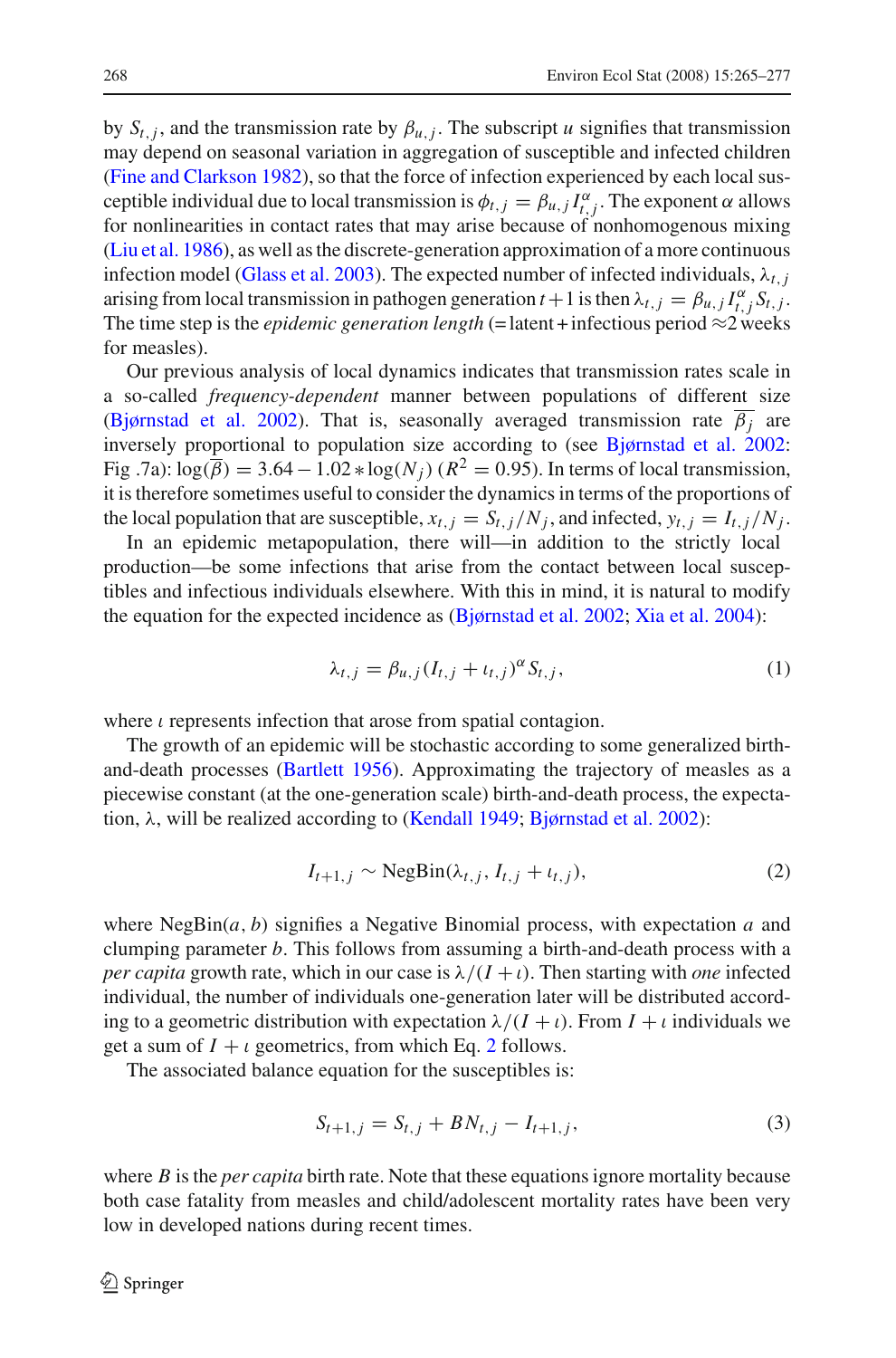by $S_{t,j}$, and the transmission rate by $\beta_{u,j}$. The subscript $u$ signifies that transmission may depend on seasonal variation in aggregation of susceptible and infected children (Fine and Clarkson 1982), so that the force of infection experienced by each local susceptible individual due to local transmission is $\phi_{t,j} = \beta_{u,j} I_{t,j}^{\alpha}$. The exponent $\alpha$ allows for nonlinearities in contact rates that may arise because of nonhomogenous mixing (Liu et al. 1986), as well as the discrete-generation approximation of a more continuous infection model (Glass et al. 2003). The expected number of infected individuals, $\lambda_{t,j}$ arising from local transmission in pathogen generation $t+1$ is then $\lambda_{t,j} = \beta_{u,j} I_{t,j}^{\alpha} S_{t,j}$. The time step is the *epidemic generation length* (= latent + infectious period $\approx$2 weeks for measles).

Our previous analysis of local dynamics indicates that transmission rates scale in a so-called *frequency-dependent* manner between populations of different size (Bjørnstad et al. 2002). That is, seasonally averaged transmission rate $\overline{\beta_j}$ are inversely proportional to population size according to (see Bjørnstad et al. 2002: Fig .7a): $\log(\overline{\beta}) = 3.64 - 1.02 * \log(N_j)$ ($R^2 = 0.95$). In terms of local transmission, it is therefore sometimes useful to consider the dynamics in terms of the proportions of the local population that are susceptible, $x_{t,j} = S_{t,j}/N_j$, and infected, $y_{t,j} = I_{t,j}/N_j$.

In an epidemic metapopulation, there will—in addition to the strictly local production—be some infections that arise from the contact between local susceptibles and infectious individuals elsewhere. With this in mind, it is natural to modify the equation for the expected incidence as (Bjørnstad et al. 2002; Xia et al. 2004):

$$\lambda_{t,j} = \beta_{u,j}(I_{t,j} + \iota_{t,j})^{\alpha} S_{t,j}, \tag{1}$$

where $\iota$ represents infection that arose from spatial contagion.

The growth of an epidemic will be stochastic according to some generalized birth-and-death processes (Bartlett 1956). Approximating the trajectory of measles as a piecewise constant (at the one-generation scale) birth-and-death process, the expectation, $\lambda$, will be realized according to (Kendall 1949; Bjørnstad et al. 2002):

$$I_{t+1,j} \sim \text{NegBin}(\lambda_{t,j}, I_{t,j} + \iota_{t,j}), \tag{2}$$

where NegBin$(a, b)$ signifies a Negative Binomial process, with expectation $a$ and clumping parameter $b$. This follows from assuming a birth-and-death process with a *per capita* growth rate, which in our case is $\lambda/(I + \iota)$. Then starting with *one* infected individual, the number of individuals one-generation later will be distributed according to a geometric distribution with expectation $\lambda/(I + \iota)$. From $I + \iota$ individuals we get a sum of $I + \iota$ geometrics, from which Eq. 2 follows.

The associated balance equation for the susceptibles is:

$$S_{t+1,j} = S_{t,j} + BN_{t,j} - I_{t+1,j}, \tag{3}$$

where $B$ is the *per capita* birth rate. Note that these equations ignore mortality because both case fatality from measles and child/adolescent mortality rates have been very low in developed nations during recent times.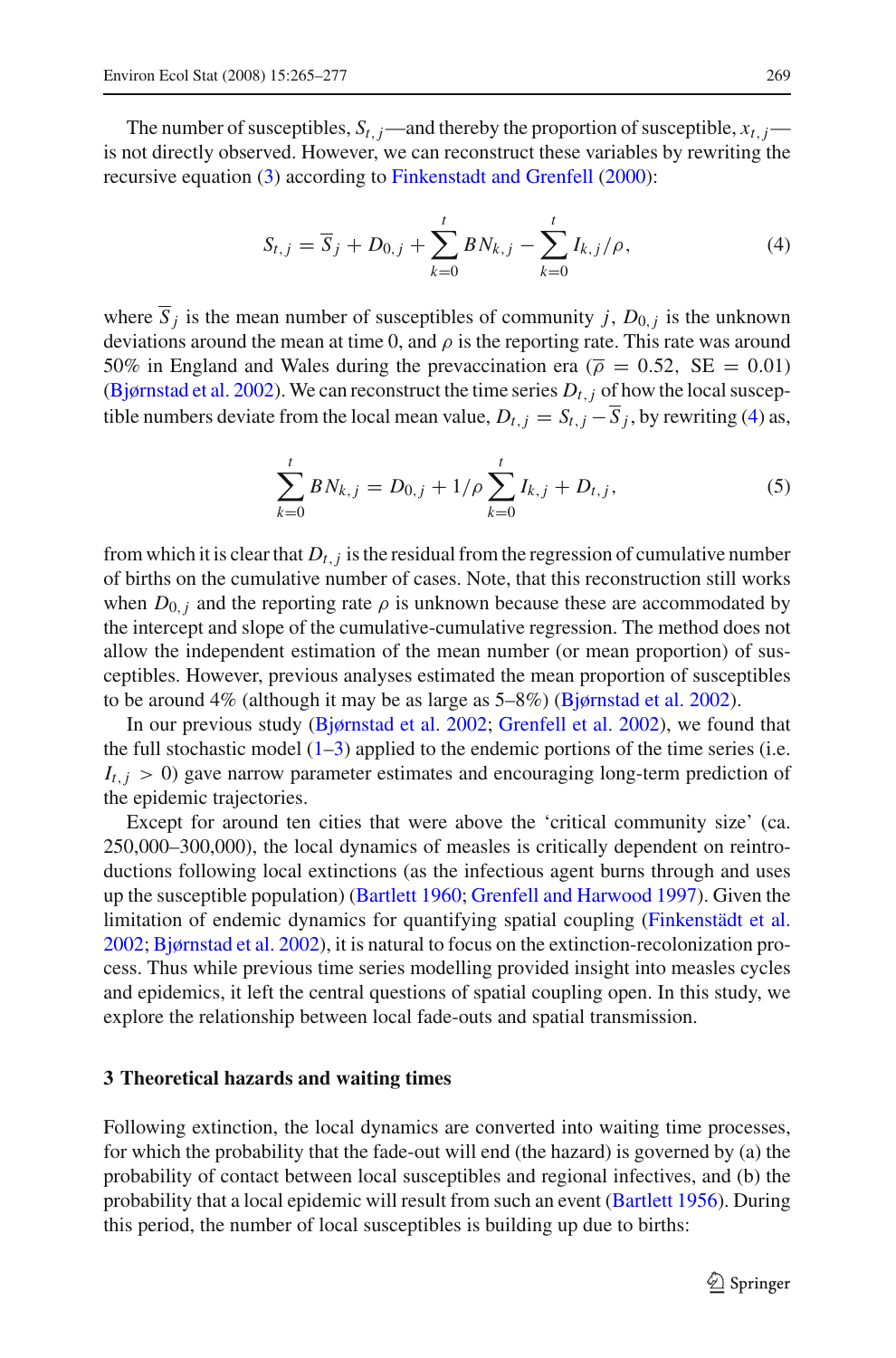The number of susceptibles, $S_{t,j}$—and thereby the proportion of susceptible, $x_{t,j}$—is not directly observed. However, we can reconstruct these variables by rewriting the recursive equation (3) according to Finkenstadt and Grenfell (2000):

$$S_{t,j} = \overline{S}_j + D_{0,j} + \sum_{k=0}^{t} BN_{k,j} - \sum_{k=0}^{t} I_{k,j}/\rho, \tag{4}$$

where $\overline{S}_j$ is the mean number of susceptibles of community $j$, $D_{0,j}$ is the unknown deviations around the mean at time 0, and $\rho$ is the reporting rate. This rate was around 50% in England and Wales during the prevaccination era ($\overline{\rho} = 0.52$, SE $= 0.01$) (Bjørnstad et al. 2002). We can reconstruct the time series $D_{t,j}$ of how the local susceptible numbers deviate from the local mean value, $D_{t,j} = S_{t,j} - \overline{S}_j$, by rewriting (4) as,

$$\sum_{k=0}^{t} BN_{k,j} = D_{0,j} + 1/\rho \sum_{k=0}^{t} I_{k,j} + D_{t,j}, \tag{5}$$

from which it is clear that $D_{t,j}$ is the residual from the regression of cumulative number of births on the cumulative number of cases. Note, that this reconstruction still works when $D_{0,j}$ and the reporting rate $\rho$ is unknown because these are accommodated by the intercept and slope of the cumulative-cumulative regression. The method does not allow the independent estimation of the mean number (or mean proportion) of susceptibles. However, previous analyses estimated the mean proportion of susceptibles to be around 4% (although it may be as large as 5–8%) (Bjørnstad et al. 2002).

In our previous study (Bjørnstad et al. 2002; Grenfell et al. 2002), we found that the full stochastic model (1–3) applied to the endemic portions of the time series (i.e. $I_{t,j} > 0$) gave narrow parameter estimates and encouraging long-term prediction of the epidemic trajectories.

Except for around ten cities that were above the 'critical community size' (ca. 250,000–300,000), the local dynamics of measles is critically dependent on reintroductions following local extinctions (as the infectious agent burns through and uses up the susceptible population) (Bartlett 1960; Grenfell and Harwood 1997). Given the limitation of endemic dynamics for quantifying spatial coupling (Finkenstädt et al. 2002; Bjørnstad et al. 2002), it is natural to focus on the extinction-recolonization process. Thus while previous time series modelling provided insight into measles cycles and epidemics, it left the central questions of spatial coupling open. In this study, we explore the relationship between local fade-outs and spatial transmission.

## 3 Theoretical hazards and waiting times

Following extinction, the local dynamics are converted into waiting time processes, for which the probability that the fade-out will end (the hazard) is governed by (a) the probability of contact between local susceptibles and regional infectives, and (b) the probability that a local epidemic will result from such an event (Bartlett 1956). During this period, the number of local susceptibles is building up due to births: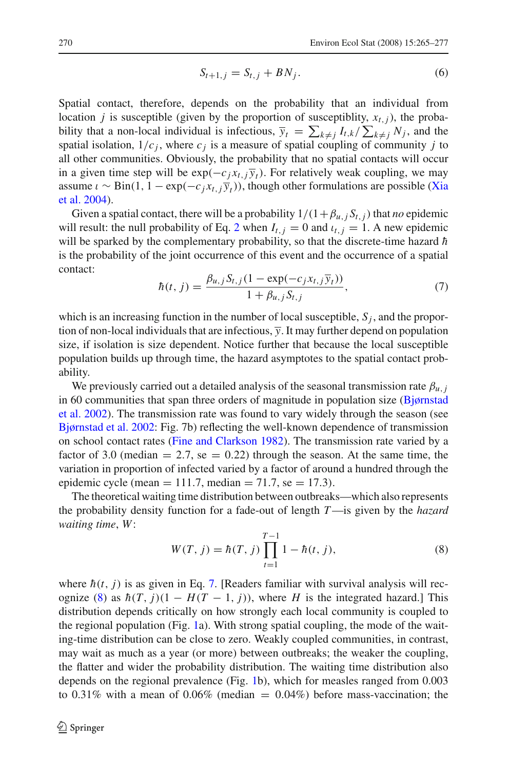$$S_{t+1,j} = S_{t,j} + BN_j. \tag{6}$$

Spatial contact, therefore, depends on the probability that an individual from location $j$ is susceptible (given by the proportion of susceptiblity, $x_{t,j}$), the probability that a non-local individual is infectious, $\overline{y}_t = \sum_{k \neq j} I_{t,k} / \sum_{k \neq j} N_j$, and the spatial isolation, $1/c_j$, where $c_j$ is a measure of spatial coupling of community $j$ to all other communities. Obviously, the probability that no spatial contacts will occur in a given time step will be $\exp(-c_j x_{t,j} \overline{y}_t)$. For relatively weak coupling, we may assume $\iota \sim \text{Bin}(1, 1 - \exp(-c_j x_{t,j} \overline{y}_t))$, though other formulations are possible (Xia et al. 2004).

Given a spatial contact, there will be a probability $1/(1 + \beta_{u,j} S_{t,j})$ that *no* epidemic will result: the null probability of Eq. 2 when $I_{t,j} = 0$ and $\iota_{t,j} = 1$. A new epidemic will be sparked by the complementary probability, so that the discrete-time hazard $\hbar$ is the probability of the joint occurrence of this event and the occurrence of a spatial contact:

$$\hbar(t, j) = \frac{\beta_{u,j} S_{t,j} (1 - \exp(-c_j x_{t,j} \overline{y}_t))}{1 + \beta_{u,j} S_{t,j}}, \tag{7}$$

which is an increasing function in the number of local susceptible, $S_j$, and the proportion of non-local individuals that are infectious, $\overline{y}$. It may further depend on population size, if isolation is size dependent. Notice further that because the local susceptible population builds up through time, the hazard asymptotes to the spatial contact probability.

We previously carried out a detailed analysis of the seasonal transmission rate $\beta_{u,j}$ in 60 communities that span three orders of magnitude in population size (Bjørnstad et al. 2002). The transmission rate was found to vary widely through the season (see Bjørnstad et al. 2002: Fig. 7b) reflecting the well-known dependence of transmission on school contact rates (Fine and Clarkson 1982). The transmission rate varied by a factor of 3.0 (median = 2.7, se = 0.22) through the season. At the same time, the variation in proportion of infected varied by a factor of around a hundred through the epidemic cycle (mean = 111.7, median = 71.7, se = 17.3).

The theoretical waiting time distribution between outbreaks—which also represents the probability density function for a fade-out of length $T$—is given by the *hazard waiting time*, $W$:

$$W(T, j) = \hbar(T, j) \prod_{t=1}^{T-1} 1 - \hbar(t, j), \tag{8}$$

where $\hbar(t, j)$ is as given in Eq. 7. [Readers familiar with survival analysis will recognize (8) as $\hbar(T, j)(1 - H(T - 1, j))$, where $H$ is the integrated hazard.] This distribution depends critically on how strongly each local community is coupled to the regional population (Fig. 1a). With strong spatial coupling, the mode of the waiting-time distribution can be close to zero. Weakly coupled communities, in contrast, may wait as much as a year (or more) between outbreaks; the weaker the coupling, the flatter and wider the probability distribution. The waiting time distribution also depends on the regional prevalence (Fig. 1b), which for measles ranged from 0.003 to 0.31% with a mean of 0.06% (median = 0.04%) before mass-vaccination; the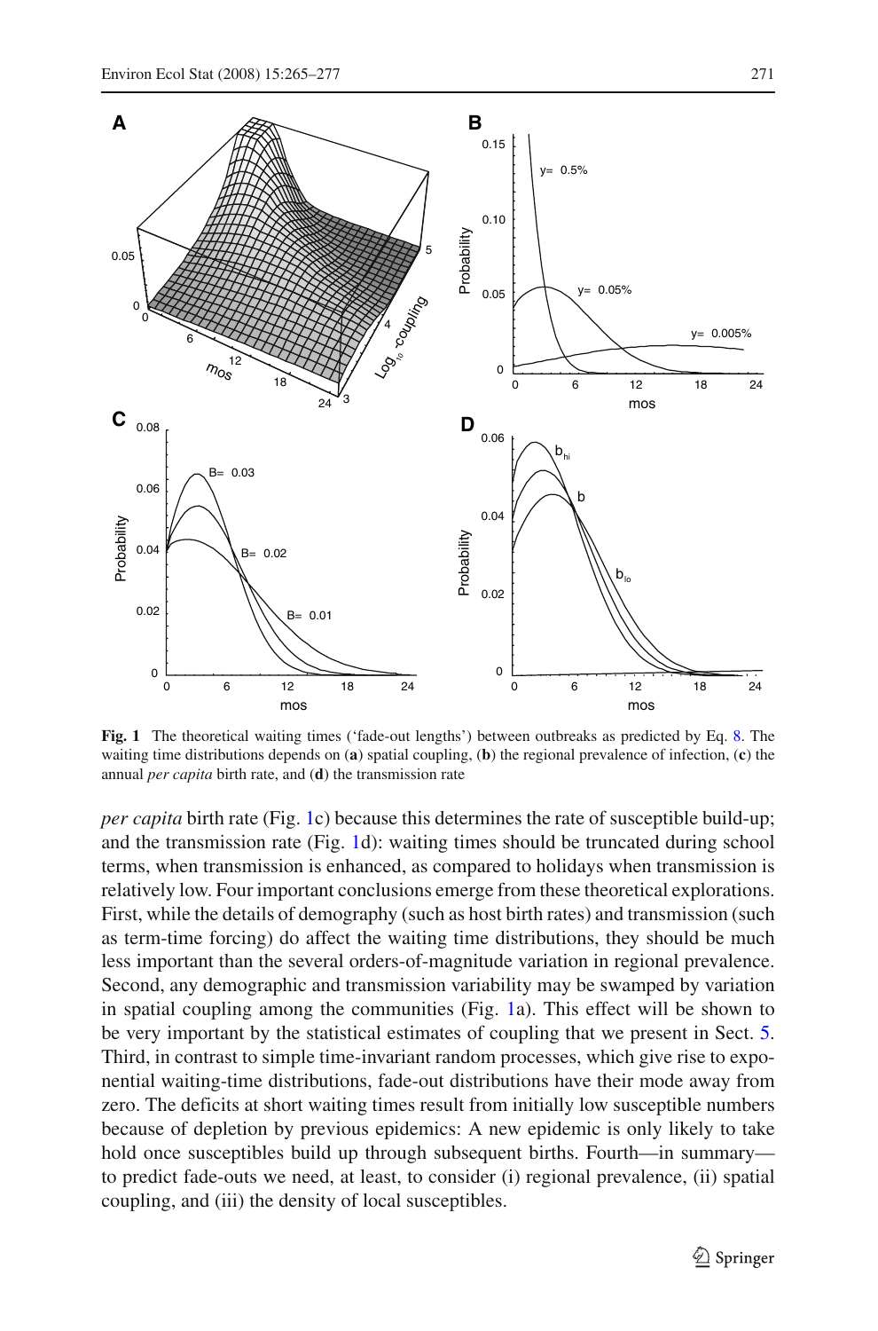**Fig. 1** The theoretical waiting times ('fade-out lengths') between outbreaks as predicted by Eq. 8. The waiting time distributions depends on (**a**) spatial coupling, (**b**) the regional prevalence of infection, (**c**) the annual *per capita* birth rate, and (**d**) the transmission rate

*per capita* birth rate (Fig. 1c) because this determines the rate of susceptible build-up; and the transmission rate (Fig. 1d): waiting times should be truncated during school terms, when transmission is enhanced, as compared to holidays when transmission is relatively low. Four important conclusions emerge from these theoretical explorations. First, while the details of demography (such as host birth rates) and transmission (such as term-time forcing) do affect the waiting time distributions, they should be much less important than the several orders-of-magnitude variation in regional prevalence. Second, any demographic and transmission variability may be swamped by variation in spatial coupling among the communities (Fig. 1a). This effect will be shown to be very important by the statistical estimates of coupling that we present in Sect. 5. Third, in contrast to simple time-invariant random processes, which give rise to exponential waiting-time distributions, fade-out distributions have their mode away from zero. The deficits at short waiting times result from initially low susceptible numbers because of depletion by previous epidemics: A new epidemic is only likely to take hold once susceptibles build up through subsequent births. Fourth—in summary—to predict fade-outs we need, at least, to consider (i) regional prevalence, (ii) spatial coupling, and (iii) the density of local susceptibles.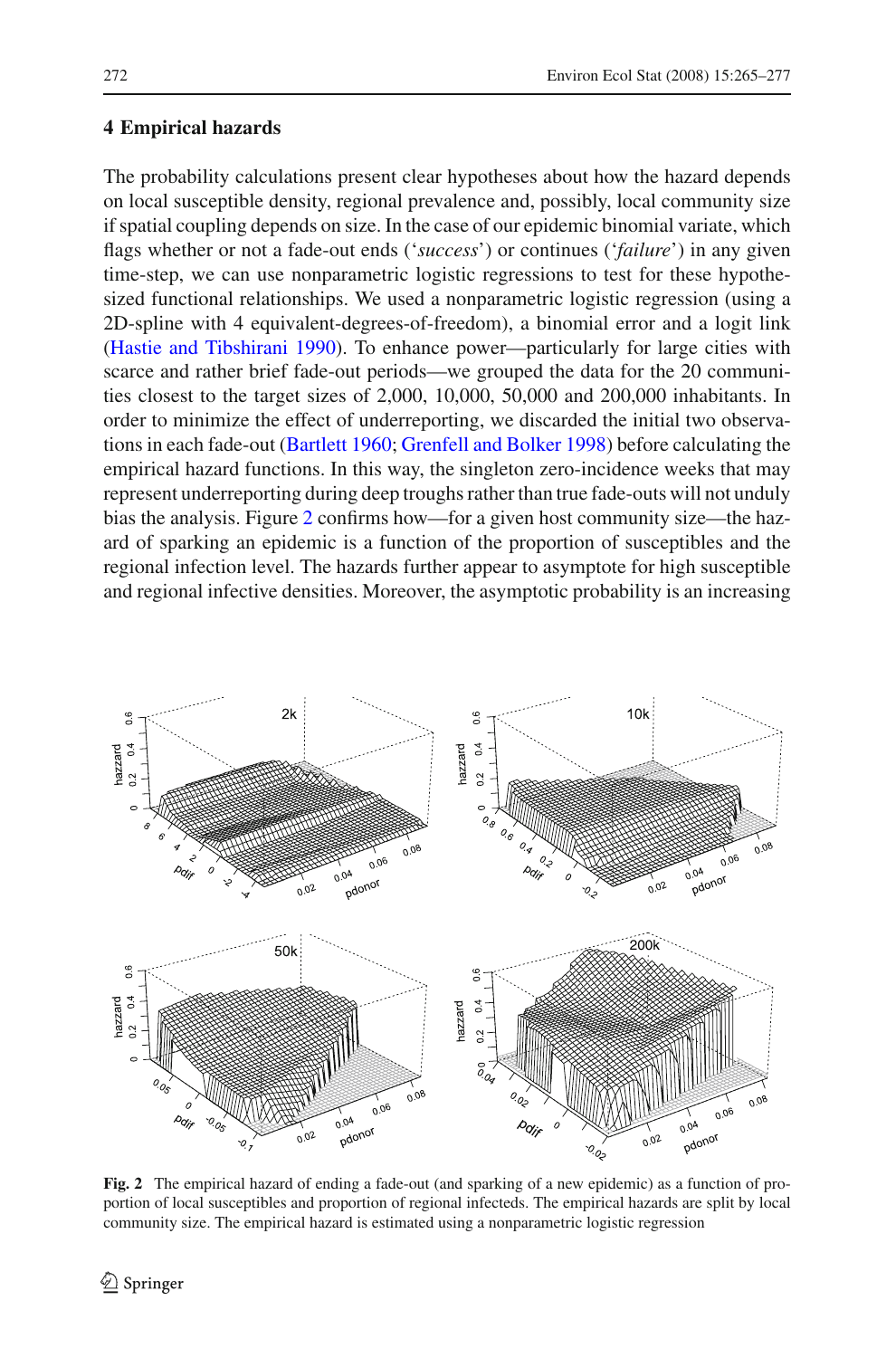## 4 Empirical hazards

The probability calculations present clear hypotheses about how the hazard depends on local susceptible density, regional prevalence and, possibly, local community size if spatial coupling depends on size. In the case of our epidemic binomial variate, which flags whether or not a fade-out ends ('*success*') or continues ('*failure*') in any given time-step, we can use nonparametric logistic regressions to test for these hypothesized functional relationships. We used a nonparametric logistic regression (using a 2D-spline with 4 equivalent-degrees-of-freedom), a binomial error and a logit link (Hastie and Tibshirani 1990). To enhance power—particularly for large cities with scarce and rather brief fade-out periods—we grouped the data for the 20 communities closest to the target sizes of 2,000, 10,000, 50,000 and 200,000 inhabitants. In order to minimize the effect of underreporting, we discarded the initial two observations in each fade-out (Bartlett 1960; Grenfell and Bolker 1998) before calculating the empirical hazard functions. In this way, the singleton zero-incidence weeks that may represent underreporting during deep troughs rather than true fade-outs will not unduly bias the analysis. Figure 2 confirms how—for a given host community size—the hazard of sparking an epidemic is a function of the proportion of susceptibles and the regional infection level. The hazards further appear to asymptote for high susceptible and regional infective densities. Moreover, the asymptotic probability is an increasing

**Fig. 2** The empirical hazard of ending a fade-out (and sparking of a new epidemic) as a function of proportion of local susceptibles and proportion of regional infecteds. The empirical hazards are split by local community size. The empirical hazard is estimated using a nonparametric logistic regression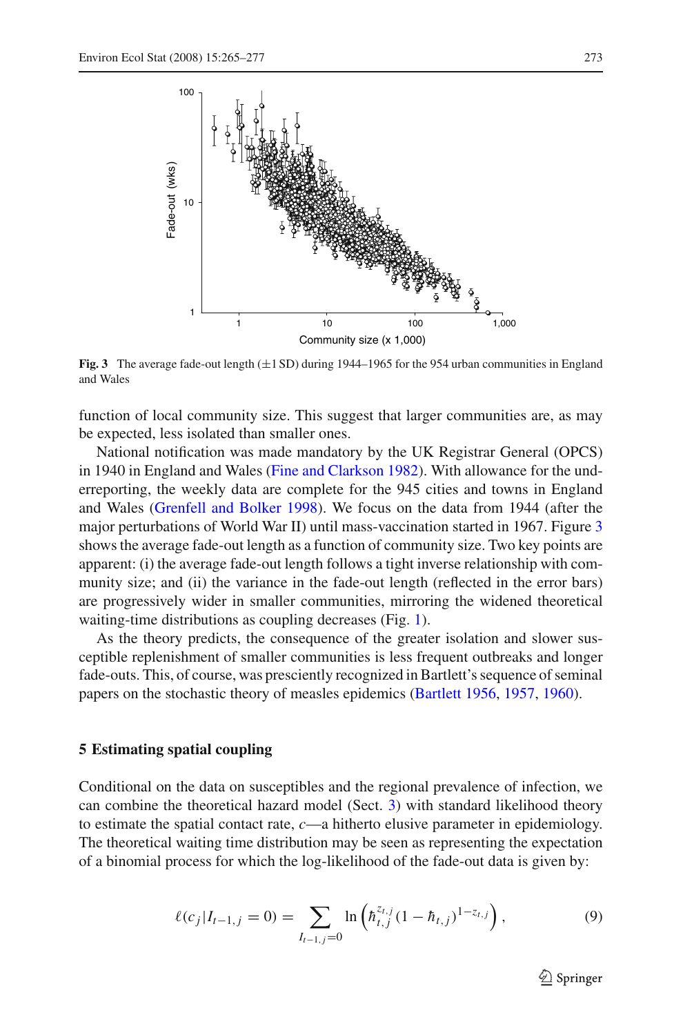**Fig. 3** The average fade-out length (±1 SD) during 1944–1965 for the 954 urban communities in England and Wales

function of local community size. This suggest that larger communities are, as may be expected, less isolated than smaller ones.

National notification was made mandatory by the UK Registrar General (OPCS) in 1940 in England and Wales (Fine and Clarkson 1982). With allowance for the underreporting, the weekly data are complete for the 945 cities and towns in England and Wales (Grenfell and Bolker 1998). We focus on the data from 1944 (after the major perturbations of World War II) until mass-vaccination started in 1967. Figure 3 shows the average fade-out length as a function of community size. Two key points are apparent: (i) the average fade-out length follows a tight inverse relationship with community size; and (ii) the variance in the fade-out length (reflected in the error bars) are progressively wider in smaller communities, mirroring the widened theoretical waiting-time distributions as coupling decreases (Fig. 1).

As the theory predicts, the consequence of the greater isolation and slower susceptible replenishment of smaller communities is less frequent outbreaks and longer fade-outs. This, of course, was presciently recognized in Bartlett's sequence of seminal papers on the stochastic theory of measles epidemics (Bartlett 1956, 1957, 1960).

## 5 Estimating spatial coupling

Conditional on the data on susceptibles and the regional prevalence of infection, we can combine the theoretical hazard model (Sect. 3) with standard likelihood theory to estimate the spatial contact rate, $c$—a hitherto elusive parameter in epidemiology. The theoretical waiting time distribution may be seen as representing the expectation of a binomial process for which the log-likelihood of the fade-out data is given by:

$$\ell(c_j | I_{t-1,j} = 0) = \sum_{I_{t-1,j}=0} \ln \left( \hbar_{t,j}^{z_{t,j}} (1 - \hbar_{t,j})^{1-z_{t,j}} \right), \tag{9}$$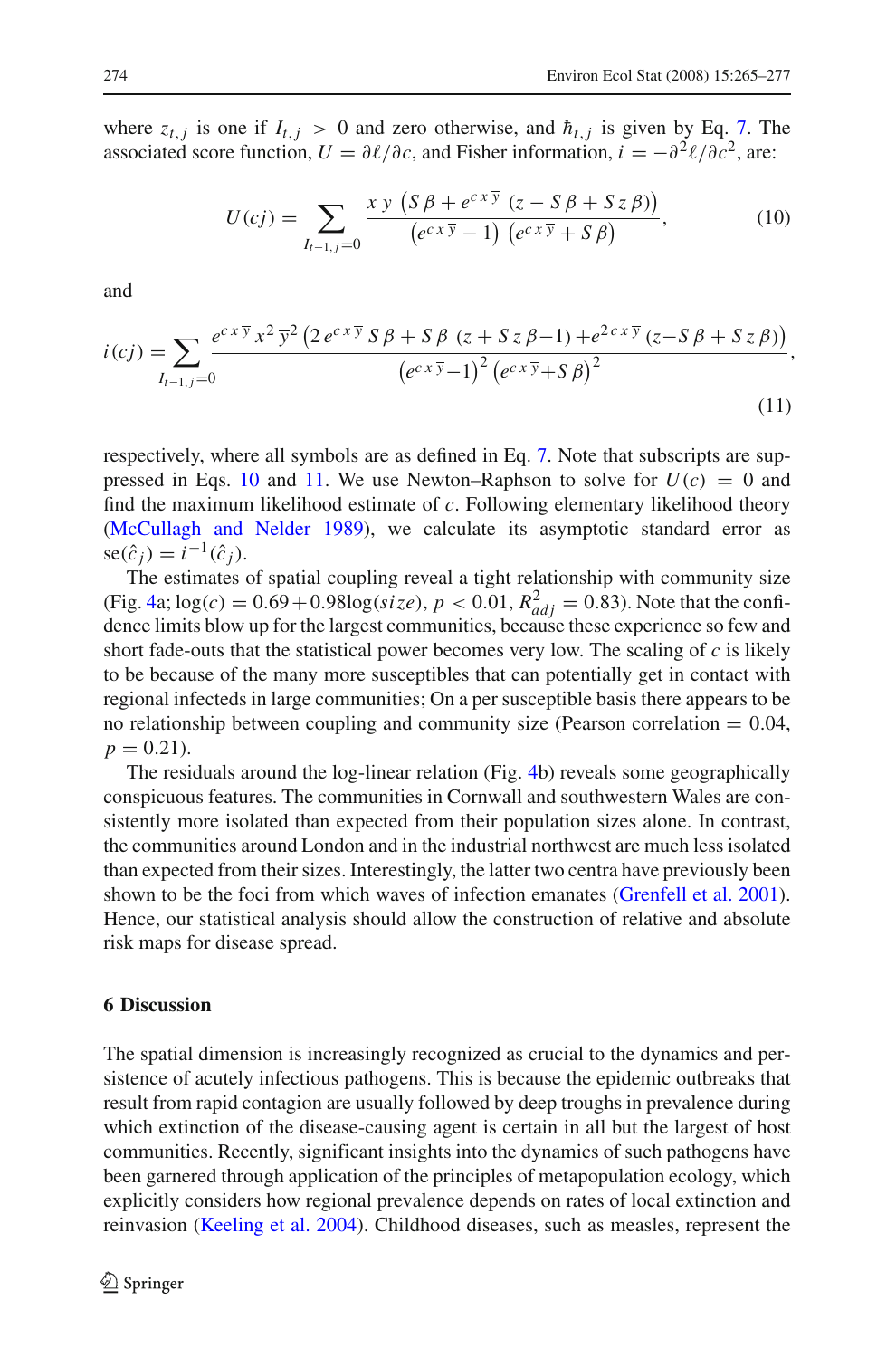where $z_{t,j}$ is one if $I_{t,j} > 0$ and zero otherwise, and $\hbar_{t,j}$ is given by Eq. 7. The associated score function, $U = \partial \ell / \partial c$, and Fisher information, $i = -\partial^2 \ell / \partial c^2$, are:

$$U(cj) = \sum_{I_{t-1,j}=0} \frac{x\,\overline{y}\,\left(S\,\beta + e^{c\,x\,\overline{y}}\,(z - S\,\beta + S\,z\,\beta)\right)}{\left(e^{c\,x\,\overline{y}} - 1\right)\,\left(e^{c\,x\,\overline{y}} + S\,\beta\right)}, \tag{10}$$

and

$$i(cj) = \sum_{I_{t-1,j}=0} \frac{e^{c\,x\,\overline{y}}\,x^2\,\overline{y}^2\,\left(2\,e^{c\,x\,\overline{y}}\,S\,\beta + S\,\beta\,(z + S\,z\,\beta - 1) + e^{2\,c\,x\,\overline{y}}\,(z - S\,\beta + S\,z\,\beta)\right)}{\left(e^{c\,x\,\overline{y}} - 1\right)^2\,\left(e^{c\,x\,\overline{y}} + S\,\beta\right)^2}, \tag{11}$$

respectively, where all symbols are as defined in Eq. 7. Note that subscripts are suppressed in Eqs. 10 and 11. We use Newton–Raphson to solve for $U(c) = 0$ and find the maximum likelihood estimate of $c$. Following elementary likelihood theory (McCullagh and Nelder 1989), we calculate its asymptotic standard error as $\mathrm{se}(\hat{c}_j) = i^{-1}(\hat{c}_j)$.

The estimates of spatial coupling reveal a tight relationship with community size (Fig. 4a; $\log(c) = 0.69 + 0.98 \log(size)$, $p < 0.01$, $R^2_{adj} = 0.83$). Note that the confidence limits blow up for the largest communities, because these experience so few and short fade-outs that the statistical power becomes very low. The scaling of $c$ is likely to be because of the many more susceptibles that can potentially get in contact with regional infecteds in large communities; On a per susceptible basis there appears to be no relationship between coupling and community size (Pearson correlation = 0.04, $p = 0.21$).

The residuals around the log-linear relation (Fig. 4b) reveals some geographically conspicuous features. The communities in Cornwall and southwestern Wales are consistently more isolated than expected from their population sizes alone. In contrast, the communities around London and in the industrial northwest are much less isolated than expected from their sizes. Interestingly, the latter two centra have previously been shown to be the foci from which waves of infection emanates (Grenfell et al. 2001). Hence, our statistical analysis should allow the construction of relative and absolute risk maps for disease spread.

## 6 Discussion

The spatial dimension is increasingly recognized as crucial to the dynamics and persistence of acutely infectious pathogens. This is because the epidemic outbreaks that result from rapid contagion are usually followed by deep troughs in prevalence during which extinction of the disease-causing agent is certain in all but the largest of host communities. Recently, significant insights into the dynamics of such pathogens have been garnered through application of the principles of metapopulation ecology, which explicitly considers how regional prevalence depends on rates of local extinction and reinvasion (Keeling et al. 2004). Childhood diseases, such as measles, represent the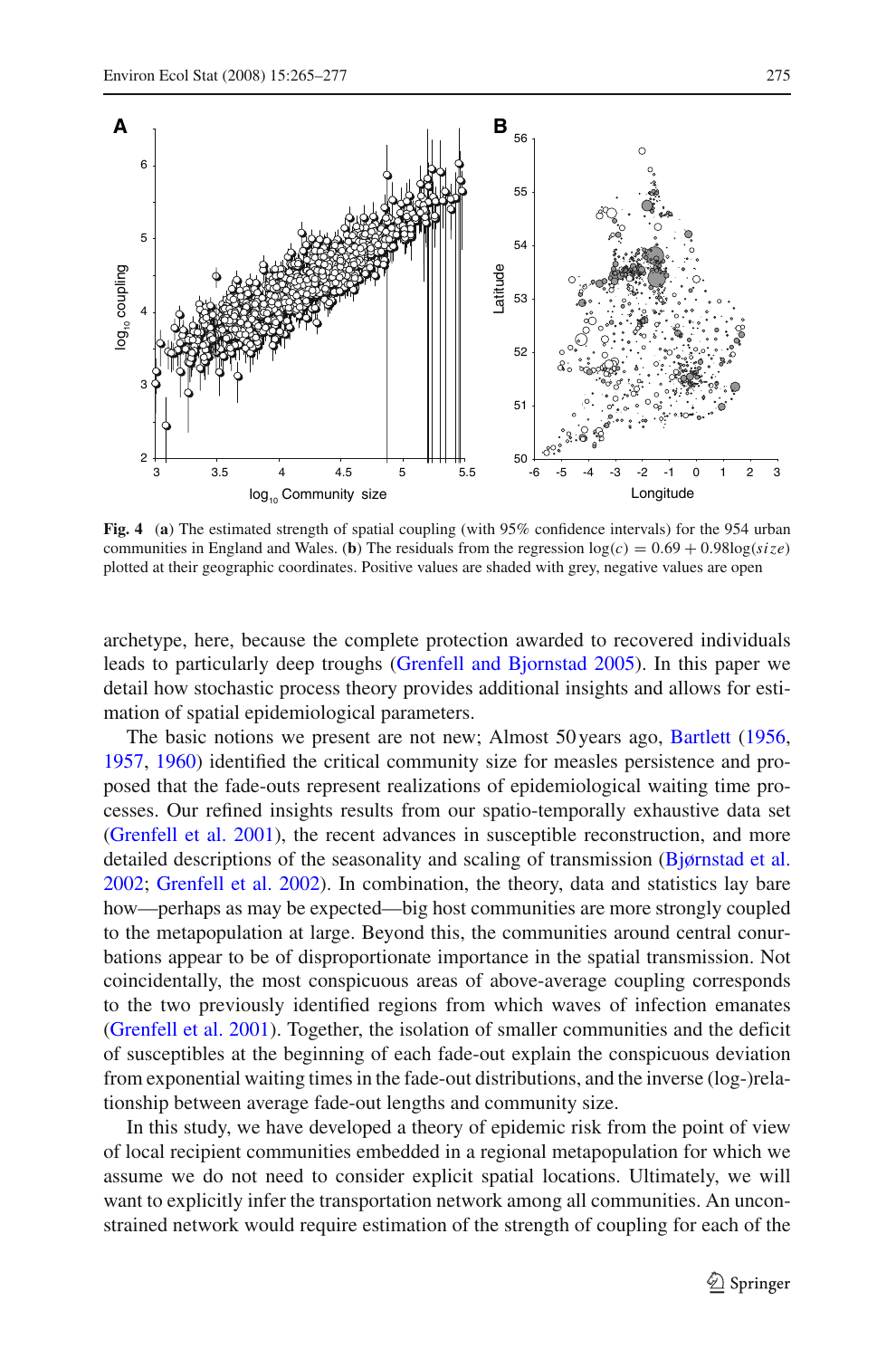**Fig. 4** (**a**) The estimated strength of spatial coupling (with 95% confidence intervals) for the 954 urban communities in England and Wales. (**b**) The residuals from the regression $\log(c) = 0.69 + 0.98\log(size)$ plotted at their geographic coordinates. Positive values are shaded with grey, negative values are open

archetype, here, because the complete protection awarded to recovered individuals leads to particularly deep troughs (Grenfell and Bjornstad 2005). In this paper we detail how stochastic process theory provides additional insights and allows for estimation of spatial epidemiological parameters.

The basic notions we present are not new; Almost 50 years ago, Bartlett (1956, 1957, 1960) identified the critical community size for measles persistence and proposed that the fade-outs represent realizations of epidemiological waiting time processes. Our refined insights results from our spatio-temporally exhaustive data set (Grenfell et al. 2001), the recent advances in susceptible reconstruction, and more detailed descriptions of the seasonality and scaling of transmission (Bjørnstad et al. 2002; Grenfell et al. 2002). In combination, the theory, data and statistics lay bare how—perhaps as may be expected—big host communities are more strongly coupled to the metapopulation at large. Beyond this, the communities around central conurbations appear to be of disproportionate importance in the spatial transmission. Not coincidentally, the most conspicuous areas of above-average coupling corresponds to the two previously identified regions from which waves of infection emanates (Grenfell et al. 2001). Together, the isolation of smaller communities and the deficit of susceptibles at the beginning of each fade-out explain the conspicuous deviation from exponential waiting times in the fade-out distributions, and the inverse (log-)relationship between average fade-out lengths and community size.

In this study, we have developed a theory of epidemic risk from the point of view of local recipient communities embedded in a regional metapopulation for which we assume we do not need to consider explicit spatial locations. Ultimately, we will want to explicitly infer the transportation network among all communities. An unconstrained network would require estimation of the strength of coupling for each of the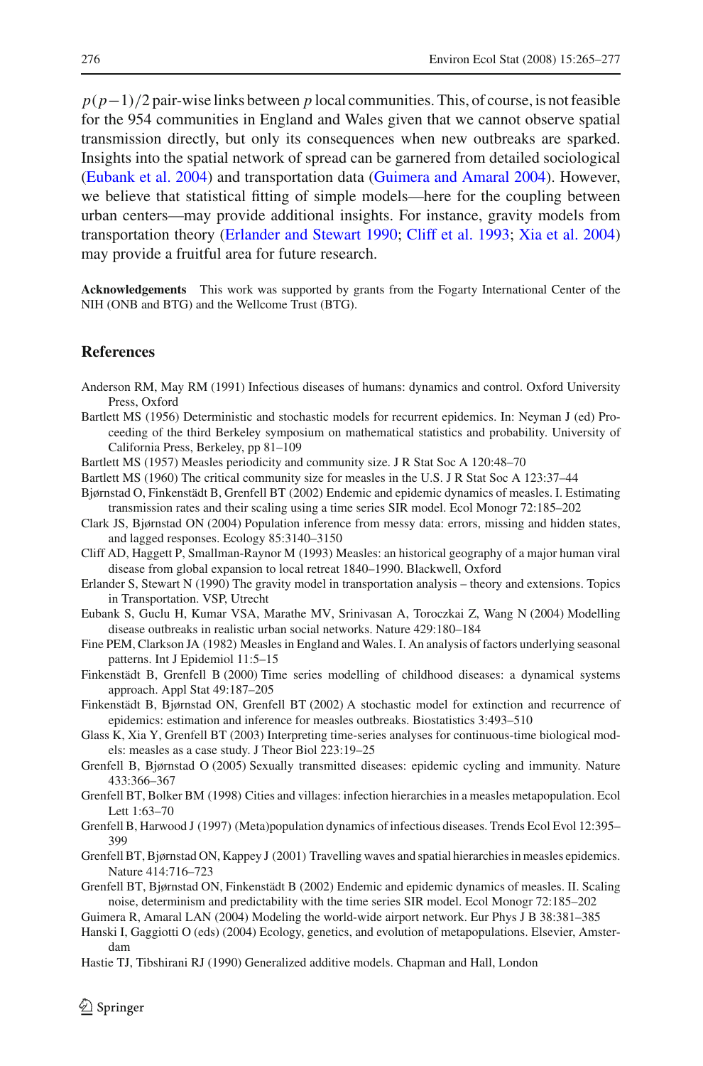$p(p-1)/2$ pair-wise links between $p$ local communities. This, of course, is not feasible for the 954 communities in England and Wales given that we cannot observe spatial transmission directly, but only its consequences when new outbreaks are sparked. Insights into the spatial network of spread can be garnered from detailed sociological (Eubank et al. 2004) and transportation data (Guimera and Amaral 2004). However, we believe that statistical fitting of simple models—here for the coupling between urban centers—may provide additional insights. For instance, gravity models from transportation theory (Erlander and Stewart 1990; Cliff et al. 1993; Xia et al. 2004) may provide a fruitful area for future research.

**Acknowledgements** This work was supported by grants from the Fogarty International Center of the NIH (ONB and BTG) and the Wellcome Trust (BTG).

## References

Anderson RM, May RM (1991) Infectious diseases of humans: dynamics and control. Oxford University Press, Oxford

Bartlett MS (1956) Deterministic and stochastic models for recurrent epidemics. In: Neyman J (ed) Proceeding of the third Berkeley symposium on mathematical statistics and probability. University of California Press, Berkeley, pp 81–109

Bartlett MS (1957) Measles periodicity and community size. J R Stat Soc A 120:48–70

Bartlett MS (1960) The critical community size for measles in the U.S. J R Stat Soc A 123:37–44

Bjørnstad O, Finkenstädt B, Grenfell BT (2002) Endemic and epidemic dynamics of measles. I. Estimating transmission rates and their scaling using a time series SIR model. Ecol Monogr 72:185–202

Clark JS, Bjørnstad ON (2004) Population inference from messy data: errors, missing and hidden states, and lagged responses. Ecology 85:3140–3150

Cliff AD, Haggett P, Smallman-Raynor M (1993) Measles: an historical geography of a major human viral disease from global expansion to local retreat 1840–1990. Blackwell, Oxford

Erlander S, Stewart N (1990) The gravity model in transportation analysis – theory and extensions. Topics in Transportation. VSP, Utrecht

Eubank S, Guclu H, Kumar VSA, Marathe MV, Srinivasan A, Toroczkai Z, Wang N (2004) Modelling disease outbreaks in realistic urban social networks. Nature 429:180–184

Fine PEM, Clarkson JA (1982) Measles in England and Wales. I. An analysis of factors underlying seasonal patterns. Int J Epidemiol 11:5–15

Finkenstädt B, Grenfell B (2000) Time series modelling of childhood diseases: a dynamical systems approach. Appl Stat 49:187–205

Finkenstädt B, Bjørnstad ON, Grenfell BT (2002) A stochastic model for extinction and recurrence of epidemics: estimation and inference for measles outbreaks. Biostatistics 3:493–510

Glass K, Xia Y, Grenfell BT (2003) Interpreting time-series analyses for continuous-time biological models: measles as a case study. J Theor Biol 223:19–25

Grenfell B, Bjørnstad O (2005) Sexually transmitted diseases: epidemic cycling and immunity. Nature 433:366–367

Grenfell BT, Bolker BM (1998) Cities and villages: infection hierarchies in a measles metapopulation. Ecol Lett 1:63–70

Grenfell B, Harwood J (1997) (Meta)population dynamics of infectious diseases. Trends Ecol Evol 12:395–399

Grenfell BT, Bjørnstad ON, Kappey J (2001) Travelling waves and spatial hierarchies in measles epidemics. Nature 414:716–723

Grenfell BT, Bjørnstad ON, Finkenstädt B (2002) Endemic and epidemic dynamics of measles. II. Scaling noise, determinism and predictability with the time series SIR model. Ecol Monogr 72:185–202

Guimera R, Amaral LAN (2004) Modeling the world-wide airport network. Eur Phys J B 38:381–385

Hanski I, Gaggiotti O (eds) (2004) Ecology, genetics, and evolution of metapopulations. Elsevier, Amsterdam

Hastie TJ, Tibshirani RJ (1990) Generalized additive models. Chapman and Hall, London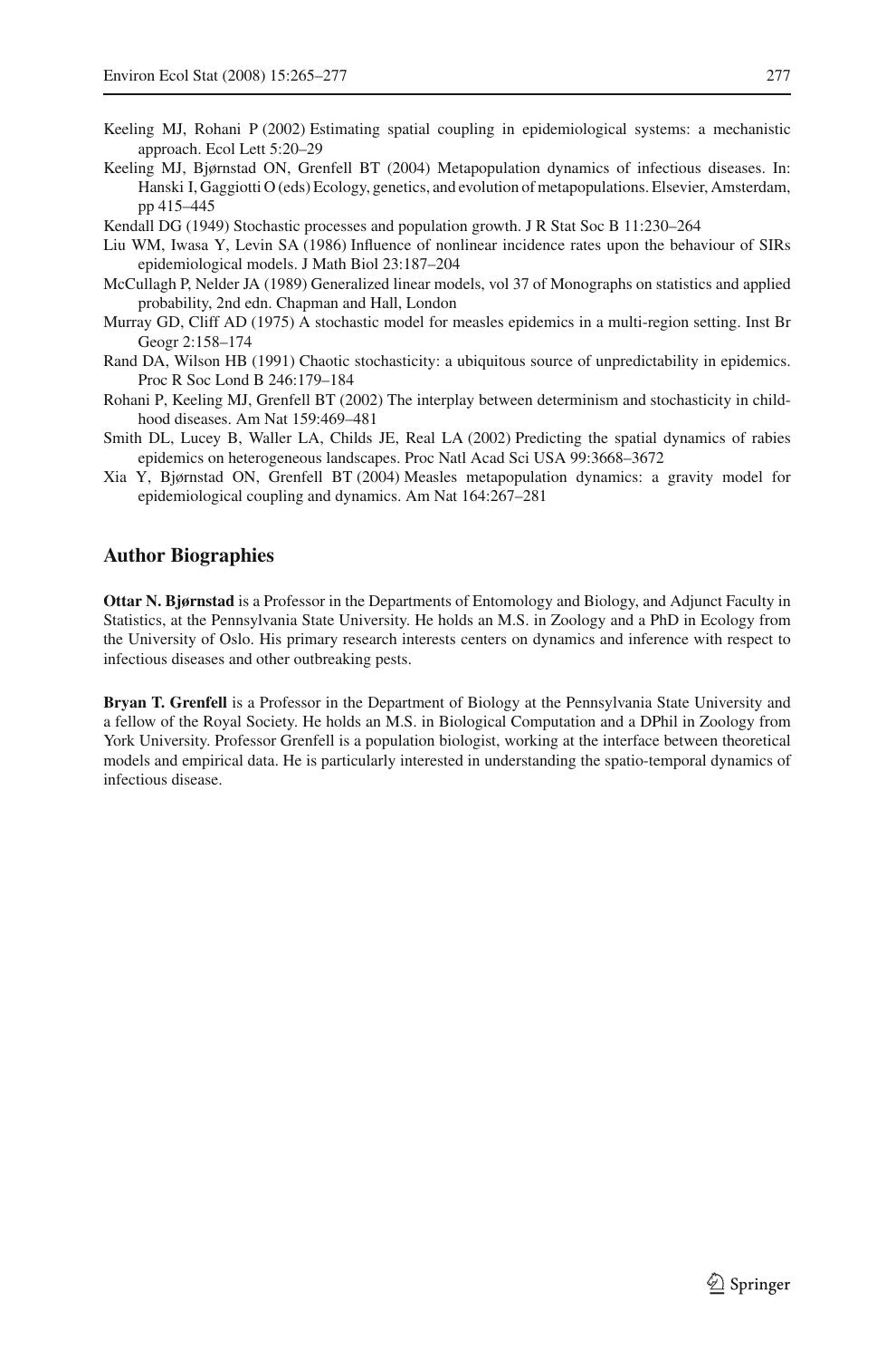Keeling MJ, Rohani P (2002) Estimating spatial coupling in epidemiological systems: a mechanistic approach. Ecol Lett 5:20–29

Keeling MJ, Bjørnstad ON, Grenfell BT (2004) Metapopulation dynamics of infectious diseases. In: Hanski I, Gaggiotti O (eds) Ecology, genetics, and evolution of metapopulations. Elsevier, Amsterdam, pp 415–445

Kendall DG (1949) Stochastic processes and population growth. J R Stat Soc B 11:230–264

Liu WM, Iwasa Y, Levin SA (1986) Influence of nonlinear incidence rates upon the behaviour of SIRs epidemiological models. J Math Biol 23:187–204

McCullagh P, Nelder JA (1989) Generalized linear models, vol 37 of Monographs on statistics and applied probability, 2nd edn. Chapman and Hall, London

Murray GD, Cliff AD (1975) A stochastic model for measles epidemics in a multi-region setting. Inst Br Geogr 2:158–174

Rand DA, Wilson HB (1991) Chaotic stochasticity: a ubiquitous source of unpredictability in epidemics. Proc R Soc Lond B 246:179–184

Rohani P, Keeling MJ, Grenfell BT (2002) The interplay between determinism and stochasticity in childhood diseases. Am Nat 159:469–481

Smith DL, Lucey B, Waller LA, Childs JE, Real LA (2002) Predicting the spatial dynamics of rabies epidemics on heterogeneous landscapes. Proc Natl Acad Sci USA 99:3668–3672

Xia Y, Bjørnstad ON, Grenfell BT (2004) Measles metapopulation dynamics: a gravity model for epidemiological coupling and dynamics. Am Nat 164:267–281

## Author Biographies

**Ottar N. Bjørnstad** is a Professor in the Departments of Entomology and Biology, and Adjunct Faculty in Statistics, at the Pennsylvania State University. He holds an M.S. in Zoology and a PhD in Ecology from the University of Oslo. His primary research interests centers on dynamics and inference with respect to infectious diseases and other outbreaking pests.

**Bryan T. Grenfell** is a Professor in the Department of Biology at the Pennsylvania State University and a fellow of the Royal Society. He holds an M.S. in Biological Computation and a DPhil in Zoology from York University. Professor Grenfell is a population biologist, working at the interface between theoretical models and empirical data. He is particularly interested in understanding the spatio-temporal dynamics of infectious disease.